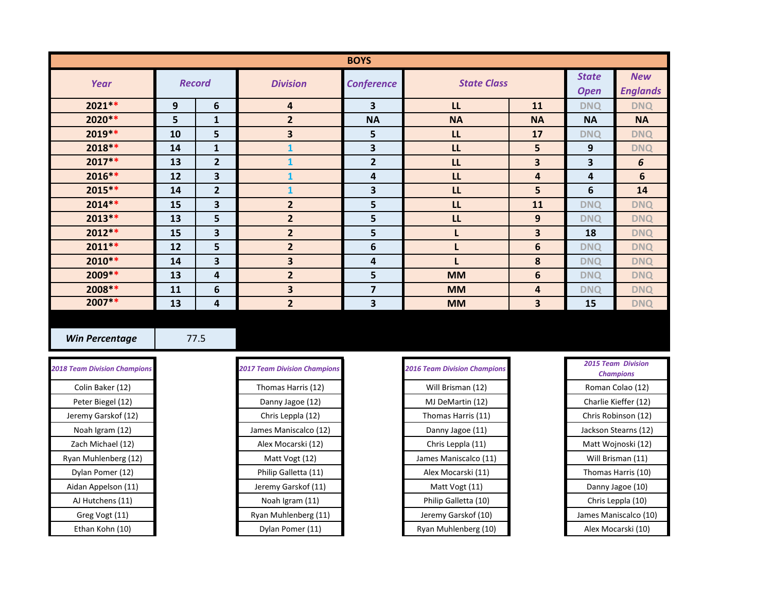| BOYS | | | | | | | | |
|---|---|---|---|---|---|---|---|---|
| *Year* | *Record* | | *Division* | *Conference* | *State Class* | | *State Open* | *New Englands* |
| **2021**** | **9** | **6** | **4** | **3** | **LL** | **11** | DNQ | DNQ |
| **2020**** | **5** | **1** | **2** | **NA** | **NA** | **NA** | **NA** | **NA** |
| **2019**** | **10** | **5** | **3** | **5** | **LL** | **17** | DNQ | DNQ |
| **2018**** | **14** | **1** | 1 | **3** | **LL** | **5** | **9** | DNQ |
| **2017**** | **13** | **2** | 1 | **2** | **LL** | **3** | **3** | ***6*** |
| **2016**** | **12** | **3** | 1 | **4** | **LL** | **4** | **4** | **6** |
| **2015**** | **14** | **2** | 1 | **3** | **LL** | **5** | **6** | **14** |
| **2014**** | **15** | **3** | **2** | **5** | **LL** | **11** | DNQ | DNQ |
| **2013**** | **13** | **5** | **2** | **5** | **LL** | **9** | DNQ | DNQ |
| **2012**** | **15** | **3** | **2** | **5** | **L** | **3** | **18** | DNQ |
| **2011**** | **12** | **5** | **2** | **6** | **L** | **6** | DNQ | DNQ |
| **2010**** | **14** | **3** | **3** | **4** | **L** | **8** | DNQ | DNQ |
| **2009**** | **13** | **4** | **2** | **5** | **MM** | **6** | DNQ | DNQ |
| **2008**** | **11** | **6** | **3** | **7** | **MM** | **4** | DNQ | DNQ |
| **2007**** | **13** | **4** | **2** | **3** | **MM** | **3** | **15** | DNQ |

| ***Win Percentage*** | 77.5 |
|---|---|

| *2018 Team Division Champions* | *2017 Team Division Champions* | *2016 Team Division Champions* | *2015 Team Division Champions* |
|---|---|---|---|
| Colin Baker (12) | Thomas Harris (12) | Will Brisman (12) | Roman Colao (12) |
| Peter Biegel (12) | Danny Jagoe (12) | MJ DeMartin (12) | Charlie Kieffer (12) |
| Jeremy Garskof (12) | Chris Leppla (12) | Thomas Harris (11) | Chris Robinson (12) |
| Noah Igram (12) | James Maniscalco (12) | Danny Jagoe (11) | Jackson Stearns (12) |
| Zach Michael (12) | Alex Mocarski (12) | Chris Leppla (11) | Matt Wojnoski (12) |
| Ryan Muhlenberg (12) | Matt Vogt (12) | James Maniscalco (11) | Will Brisman (11) |
| Dylan Pomer (12) | Philip Galletta (11) | Alex Mocarski (11) | Thomas Harris (10) |
| Aidan Appelson (11) | Jeremy Garskof (11) | Matt Vogt (11) | Danny Jagoe (10) |
| AJ Hutchens (11) | Noah Igram (11) | Philip Galletta (10) | Chris Leppla (10) |
| Greg Vogt (11) | Ryan Muhlenberg (11) | Jeremy Garskof (10) | James Maniscalco (10) |
| Ethan Kohn (10) | Dylan Pomer (11) | Ryan Muhlenberg (10) | Alex Mocarski (10) |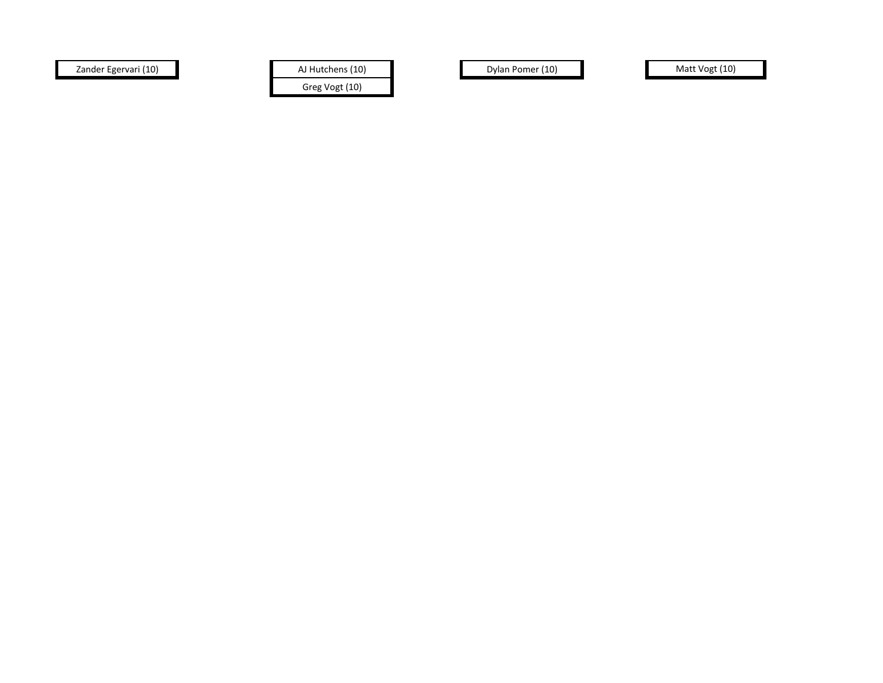Zander Egervari (10)

AJ Hutchens (10)
Greg Vogt (10)

Dylan Pomer (10)

Matt Vogt (10)